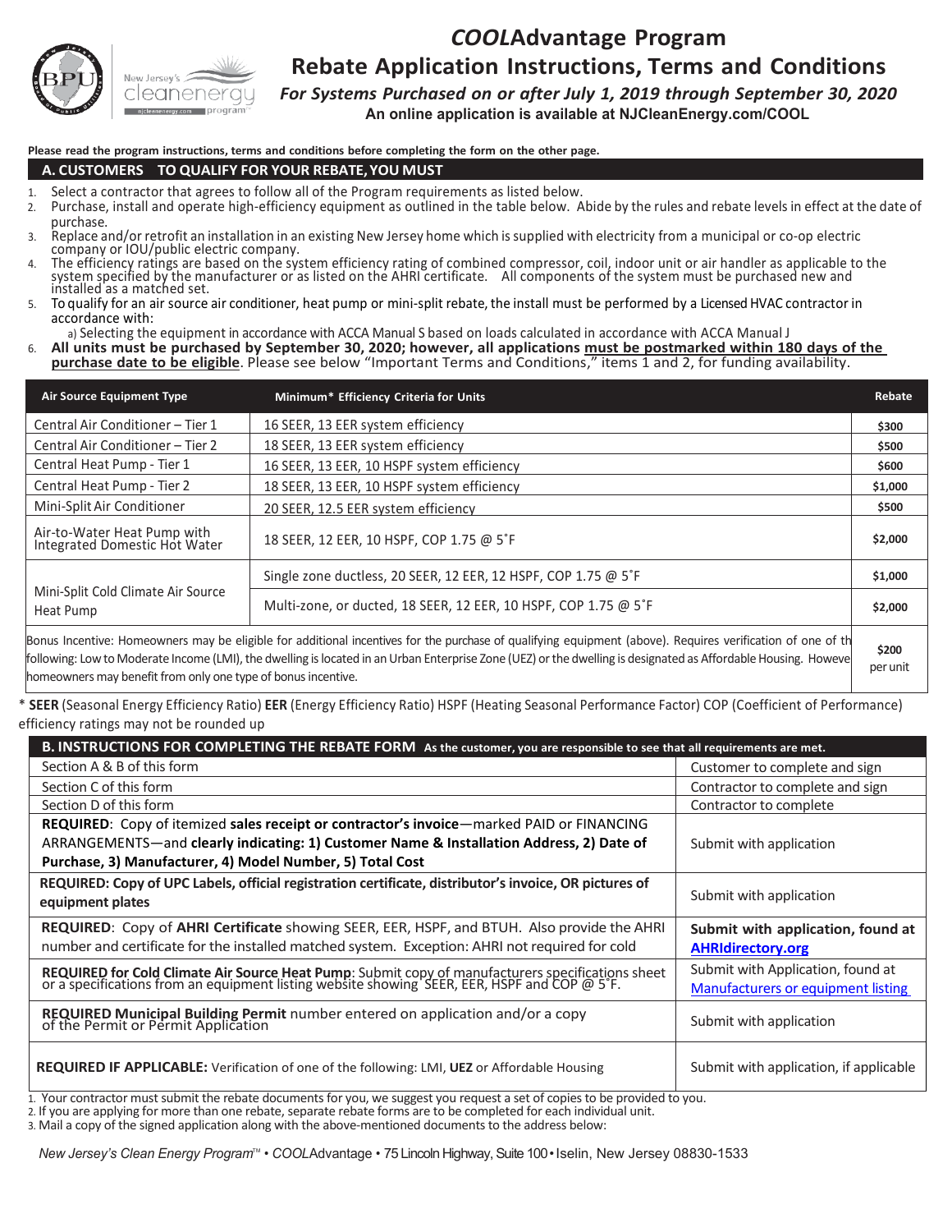# *COOL*Advantage Program

## Rebate Application Instructions, Terms and Conditions

***For Systems Purchased on or after July 1, 2019 through September 30, 2020***

**An online application is available at NJCleanEnergy.com/COOL**

**Please read the program instructions, terms and conditions before completing the form on the other page.**

### A. CUSTOMERS TO QUALIFY FOR YOUR REBATE, YOU MUST

1. Select a contractor that agrees to follow all of the Program requirements as listed below.
2. Purchase, install and operate high-efficiency equipment as outlined in the table below. Abide by the rules and rebate levels in effect at the date of purchase.
3. Replace and/or retrofit an installation in an existing New Jersey home which is supplied with electricity from a municipal or co-op electric company or IOU/public electric company.
4. The efficiency ratings are based on the system efficiency rating of combined compressor, coil, indoor unit or air handler as applicable to the system specified by the manufacturer or as listed on the AHRI certificate. All components of the system must be purchased new and installed as a matched set.
5. To qualify for an air source air conditioner, heat pump or mini-split rebate, the install must be performed by a Licensed HVAC contractor in accordance with:
   a) Selecting the equipment in accordance with ACCA Manual S based on loads calculated in accordance with ACCA Manual J
6. **All units must be purchased by September 30, 2020; however, all applications <u>must be postmarked within 180 days of the purchase date to be eligible</u>**. Please see below "Important Terms and Conditions," items 1 and 2, for funding availability.

| Air Source Equipment Type | Minimum* Efficiency Criteria for Units | Rebate |
|---|---|---|
| Central Air Conditioner – Tier 1 | 16 SEER, 13 EER system efficiency | $300 |
| Central Air Conditioner – Tier 2 | 18 SEER, 13 EER system efficiency | $500 |
| Central Heat Pump - Tier 1 | 16 SEER, 13 EER, 10 HSPF system efficiency | $600 |
| Central Heat Pump - Tier 2 | 18 SEER, 13 EER, 10 HSPF system efficiency | $1,000 |
| Mini-Split Air Conditioner | 20 SEER, 12.5 EER system efficiency | $500 |
| Air-to-Water Heat Pump with Integrated Domestic Hot Water | 18 SEER, 12 EER, 10 HSPF, COP 1.75 @ 5˚F | $2,000 |
| Mini-Split Cold Climate Air Source Heat Pump | Single zone ductless, 20 SEER, 12 EER, 12 HSPF, COP 1.75 @ 5˚F | $1,000 |
| | Multi-zone, or ducted, 18 SEER, 12 EER, 10 HSPF, COP 1.75 @ 5˚F | $2,000 |
| Bonus Incentive: Homeowners may be eligible for additional incentives for the purchase of qualifying equipment (above). Requires verification of one of the following: Low to Moderate Income (LMI), the dwelling is located in an Urban Enterprise Zone (UEZ) or the dwelling is designated as Affordable Housing. However homeowners may benefit from only one type of bonus incentive. | | $200 per unit |

\* **SEER** (Seasonal Energy Efficiency Ratio) **EER** (Energy Efficiency Ratio) HSPF (Heating Seasonal Performance Factor) COP (Coefficient of Performance) efficiency ratings may not be rounded up

### B. INSTRUCTIONS FOR COMPLETING THE REBATE FORM

**As the customer, you are responsible to see that all requirements are met.**

| | |
|---|---|
| Section A & B of this form | Customer to complete and sign |
| Section C of this form | Contractor to complete and sign |
| Section D of this form | Contractor to complete |
| **REQUIRED**: Copy of itemized **sales receipt or contractor's invoice**—marked PAID or FINANCING ARRANGEMENTS—and **clearly indicating: 1) Customer Name & Installation Address, 2) Date of Purchase, 3) Manufacturer, 4) Model Number, 5) Total Cost** | Submit with application |
| **REQUIRED: Copy of UPC Labels, official registration certificate, distributor's invoice, OR pictures of equipment plates** | Submit with application |
| **REQUIRED**: Copy of **AHRI Certificate** showing SEER, EER, HSPF, and BTUH. Also provide the AHRI number and certificate for the installed matched system. Exception: AHRI not required for cold | **Submit with application, found at AHRIdirectory.org** |
| **REQUIRED for Cold Climate Air Source Heat Pump**: Submit copy of manufacturers specifications sheet or a specifications from an equipment listing website showing SEER, EER, HSPF and COP @ 5˚F. | Submit with Application, found at Manufacturers or equipment listing |
| **REQUIRED Municipal Building Permit** number entered on application and/or a copy of the Permit or Permit Application | Submit with application |
| **REQUIRED IF APPLICABLE:** Verification of one of the following: LMI, **UEZ** or Affordable Housing | Submit with application, if applicable |

1. Your contractor must submit the rebate documents for you, we suggest you request a set of copies to be provided to you.
2. If you are applying for more than one rebate, separate rebate forms are to be completed for each individual unit.
3. Mail a copy of the signed application along with the above-mentioned documents to the address below:

*New Jersey's Clean Energy Program*™ • *COOL*Advantage • 75 Lincoln Highway, Suite 100 • Iselin, New Jersey 08830-1533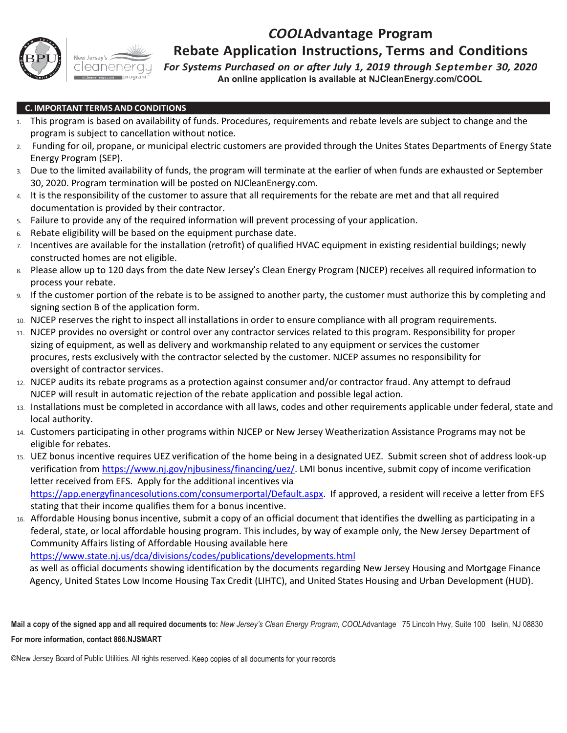# *COOL*Advantage Program

## Rebate Application Instructions, Terms and Conditions

***For Systems Purchased on or after July 1, 2019 through September 30, 2020***

**An online application is available at NJCleanEnergy.com/COOL**

### C. IMPORTANT TERMS AND CONDITIONS

1. This program is based on availability of funds. Procedures, requirements and rebate levels are subject to change and the program is subject to cancellation without notice.
2. Funding for oil, propane, or municipal electric customers are provided through the Unites States Departments of Energy State Energy Program (SEP).
3. Due to the limited availability of funds, the program will terminate at the earlier of when funds are exhausted or September 30, 2020. Program termination will be posted on NJCleanEnergy.com.
4. It is the responsibility of the customer to assure that all requirements for the rebate are met and that all required documentation is provided by their contractor.
5. Failure to provide any of the required information will prevent processing of your application.
6. Rebate eligibility will be based on the equipment purchase date.
7. Incentives are available for the installation (retrofit) of qualified HVAC equipment in existing residential buildings; newly constructed homes are not eligible.
8. Please allow up to 120 days from the date New Jersey's Clean Energy Program (NJCEP) receives all required information to process your rebate.
9. If the customer portion of the rebate is to be assigned to another party, the customer must authorize this by completing and signing section B of the application form.
10. NJCEP reserves the right to inspect all installations in order to ensure compliance with all program requirements.
11. NJCEP provides no oversight or control over any contractor services related to this program. Responsibility for proper sizing of equipment, as well as delivery and workmanship related to any equipment or services the customer procures, rests exclusively with the contractor selected by the customer. NJCEP assumes no responsibility for oversight of contractor services.
12. NJCEP audits its rebate programs as a protection against consumer and/or contractor fraud. Any attempt to defraud NJCEP will result in automatic rejection of the rebate application and possible legal action.
13. Installations must be completed in accordance with all laws, codes and other requirements applicable under federal, state and local authority.
14. Customers participating in other programs within NJCEP or New Jersey Weatherization Assistance Programs may not be eligible for rebates.
15. UEZ bonus incentive requires UEZ verification of the home being in a designated UEZ. Submit screen shot of address look-up verification from https://www.nj.gov/njbusiness/financing/uez/. LMI bonus incentive, submit copy of income verification letter received from EFS. Apply for the additional incentives via https://app.energyfinancesolutions.com/consumerportal/Default.aspx. If approved, a resident will receive a letter from EFS stating that their income qualifies them for a bonus incentive.
16. Affordable Housing bonus incentive, submit a copy of an official document that identifies the dwelling as participating in a federal, state, or local affordable housing program. This includes, by way of example only, the New Jersey Department of Community Affairs listing of Affordable Housing available here https://www.state.nj.us/dca/divisions/codes/publications/developments.html as well as official documents showing identification by the documents regarding New Jersey Housing and Mortgage Finance Agency, United States Low Income Housing Tax Credit (LIHTC), and United States Housing and Urban Development (HUD).

**Mail a copy of the signed app and all required documents to:** *New Jersey's Clean Energy Program*, *COOL*Advantage 75 Lincoln Hwy, Suite 100 Iselin, NJ 08830

**For more information, contact 866.NJSMART**

©New Jersey Board of Public Utilities. All rights reserved. Keep copies of all documents for your records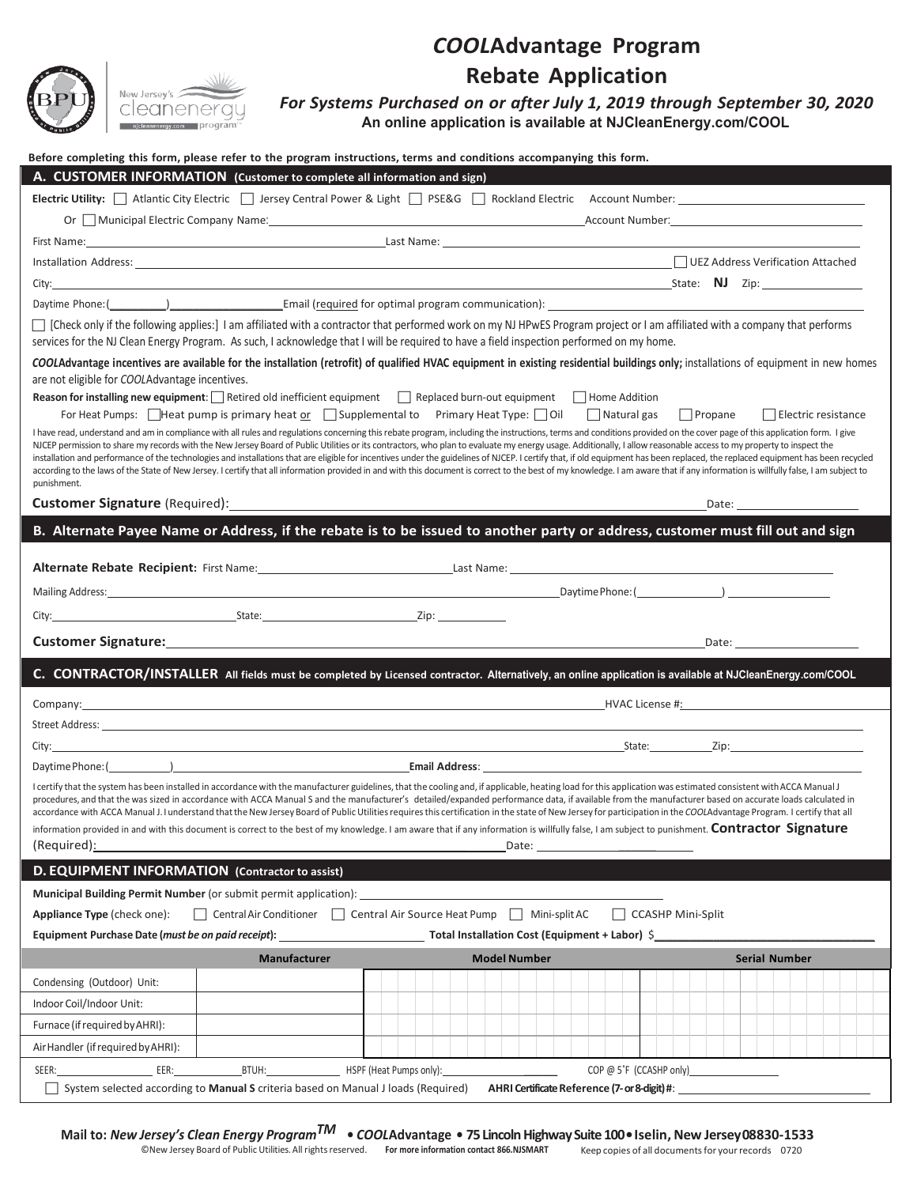# *COOL*Advantage Program Rebate Application

***For Systems Purchased on or after July 1, 2019 through September 30, 2020***

**An online application is available at NJCleanEnergy.com/COOL**

**Before completing this form, please refer to the program instructions, terms and conditions accompanying this form.**

## A. CUSTOMER INFORMATION (Customer to complete all information and sign)

**Electric Utility:** ☐ Atlantic City Electric ☐ Jersey Central Power & Light ☐ PSE&G ☐ Rockland Electric Account Number: ______________

Or ☐ Municipal Electric Company Name: ______________ Account Number: ______________

First Name: ______________ Last Name: ______________

Installation Address: ______________ ☐ UEZ Address Verification Attached

City: ______________ State: **NJ** Zip: ______________

Daytime Phone: (______) ______________ Email (required for optimal program communication): ______________

☐ [Check only if the following applies:] I am affiliated with a contractor that performed work on my NJ HPwES Program project or I am affiliated with a company that performs services for the NJ Clean Energy Program. As such, I acknowledge that I will be required to have a field inspection performed on my home.

***COOL*Advantage incentives are available for the installation (retrofit) of qualified HVAC equipment in existing residential buildings only;** installations of equipment in new homes are not eligible for *COOL*Advantage incentives.

**Reason for installing new equipment**: ☐ Retired old inefficient equipment ☐ Replaced burn-out equipment ☐ Home Addition

For Heat Pumps: ☐ Heat pump is primary heat or ☐ Supplemental to Primary Heat Type: ☐ Oil ☐ Natural gas ☐ Propane ☐ Electric resistance

I have read, understand and am in compliance with all rules and regulations concerning this rebate program, including the instructions, terms and conditions provided on the cover page of this application form. I give NJCEP permission to share my records with the New Jersey Board of Public Utilities or its contractors, who plan to evaluate my energy usage. Additionally, I allow reasonable access to my property to inspect the installation and performance of the technologies and installations that are eligible for incentives under the guidelines of NJCEP. I certify that, if old equipment has been replaced, the replaced equipment has been recycled according to the laws of the State of New Jersey. I certify that all information provided in and with this document is correct to the best of my knowledge. I am aware that if any information is willfully false, I am subject to punishment.

**Customer Signature** (Required): ______________ Date: ______________

## B. Alternate Payee Name or Address, if the rebate is to be issued to another party or address, customer must fill out and sign

**Alternate Rebate Recipient:** First Name: ______________ Last Name: ______________

Mailing Address: ______________ Daytime Phone: (______) ______________

City: ______________ State: ______________ Zip: ______________

**Customer Signature:** ______________ Date: ______________

## C. CONTRACTOR/INSTALLER All fields must be completed by Licensed contractor. Alternatively, an online application is available at NJCleanEnergy.com/COOL

Company: ______________ HVAC License #: ______________

Street Address: ______________

City: ______________ State: ______ Zip: ______________

Daytime Phone: (______) ______________ **Email Address**: ______________

I certify that the system has been installed in accordance with the manufacturer guidelines, that the cooling and, if applicable, heating load for this application was estimated consistent with ACCA Manual J procedures, and that the was sized in accordance with ACCA Manual S and the manufacturer's detailed/expanded performance data, if available from the manufacturer based on accurate loads calculated in accordance with ACCA Manual J. I understand that the New Jersey Board of Public Utilities requires this certification in the state of New Jersey for participation in the *COOL*Advantage Program. I certify that all information provided in and with this document is correct to the best of my knowledge. I am aware that if any information is willfully false, I am subject to punishment. **Contractor Signature** (Required): ______________ Date: ______________

## D. EQUIPMENT INFORMATION (Contractor to assist)

**Municipal Building Permit Number** (or submit permit application): ______________

**Appliance Type** (check one): ☐ Central Air Conditioner ☐ Central Air Source Heat Pump ☐ Mini-split AC ☐ CCASHP Mini-Split

**Equipment Purchase Date (*must be on paid receipt*):** ______________ **Total Installation Cost (Equipment + Labor)** $______________

| | Manufacturer | Model Number | Serial Number |
|---|---|---|---|
| Condensing (Outdoor) Unit: | | | |
| Indoor Coil/Indoor Unit: | | | |
| Furnace (if required by AHRI): | | | |
| Air Handler (if required by AHRI): | | | |

SEER: ______ EER: ______ BTUH: ______ HSPF (Heat Pumps only): ______ COP @ 5˚F (CCASHP only) ______

☐ System selected according to **Manual S** criteria based on Manual J loads (Required) **AHRI Certificate Reference (7- or 8-digit) #**: ______________

**Mail to: *New Jersey's Clean Energy Program™* • *COOL*Advantage • 75 Lincoln Highway Suite 100 • Iselin, New Jersey 08830-1533**

©New Jersey Board of Public Utilities. All rights reserved. **For more information contact 866.NJSMART** Keep copies of all documents for your records 0720